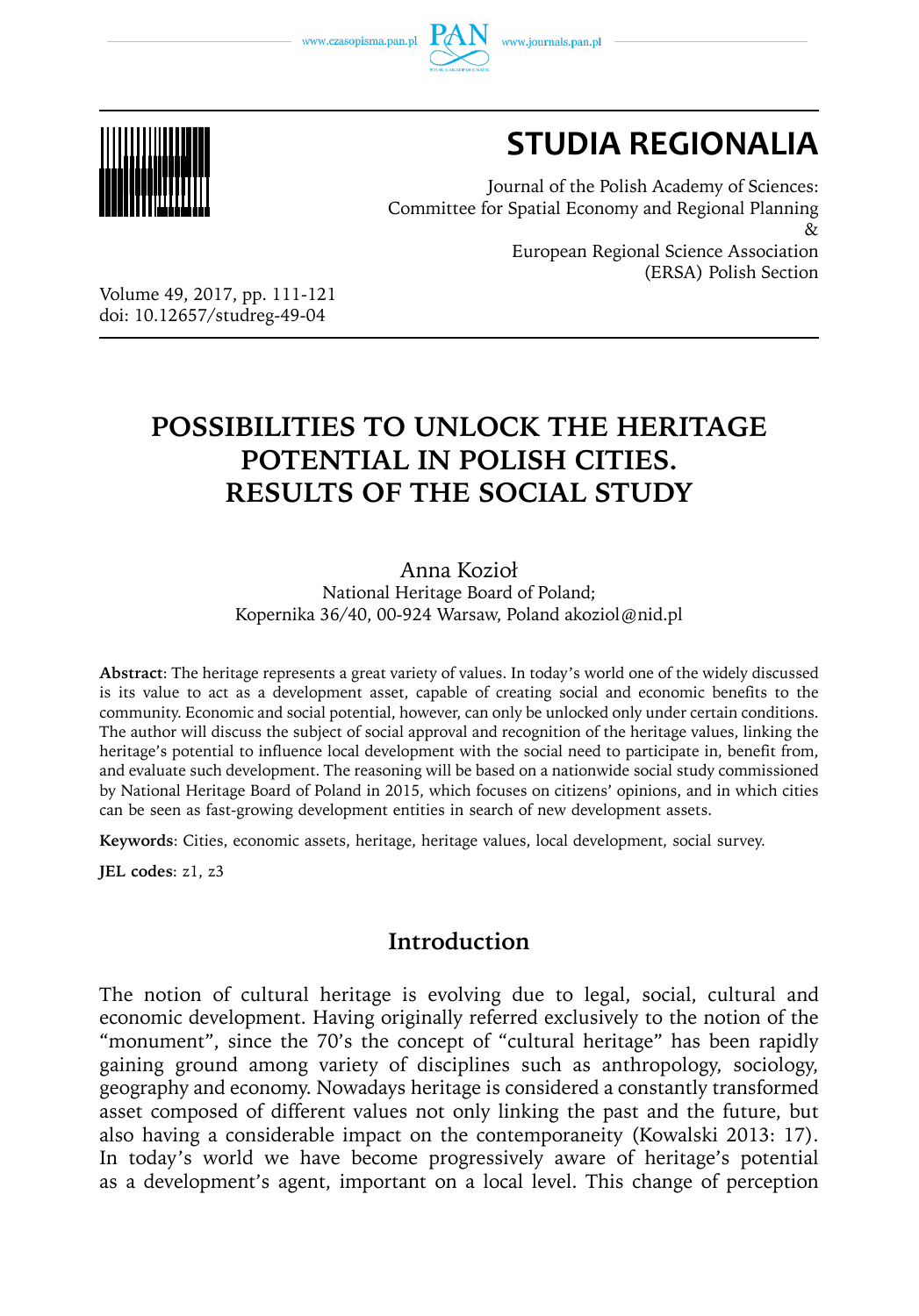# STUDIA REGIONALIA

Journal of the Polish Academy of Sciences:
Committee for Spatial Economy and Regional Planning
&
European Regional Science Association
(ERSA) Polish Section

Volume 49, 2017, pp. 111-121
doi: 10.12657/studreg-49-04

## POSSIBILITIES TO UNLOCK THE HERITAGE POTENTIAL IN POLISH CITIES. RESULTS OF THE SOCIAL STUDY

Anna Kozioł
National Heritage Board of Poland;
Kopernika 36/40, 00-924 Warsaw, Poland akoziol@nid.pl

**Abstract**: The heritage represents a great variety of values. In today's world one of the widely discussed is its value to act as a development asset, capable of creating social and economic benefits to the community. Economic and social potential, however, can only be unlocked only under certain conditions. The author will discuss the subject of social approval and recognition of the heritage values, linking the heritage's potential to influence local development with the social need to participate in, benefit from, and evaluate such development. The reasoning will be based on a nationwide social study commissioned by National Heritage Board of Poland in 2015, which focuses on citizens' opinions, and in which cities can be seen as fast-growing development entities in search of new development assets.

**Keywords**: Cities, economic assets, heritage, heritage values, local development, social survey.

**JEL codes**: z1, z3

## Introduction

The notion of cultural heritage is evolving due to legal, social, cultural and economic development. Having originally referred exclusively to the notion of the "monument", since the 70's the concept of "cultural heritage" has been rapidly gaining ground among variety of disciplines such as anthropology, sociology, geography and economy. Nowadays heritage is considered a constantly transformed asset composed of different values not only linking the past and the future, but also having a considerable impact on the contemporaneity (Kowalski 2013: 17). In today's world we have become progressively aware of heritage's potential as a development's agent, important on a local level. This change of perception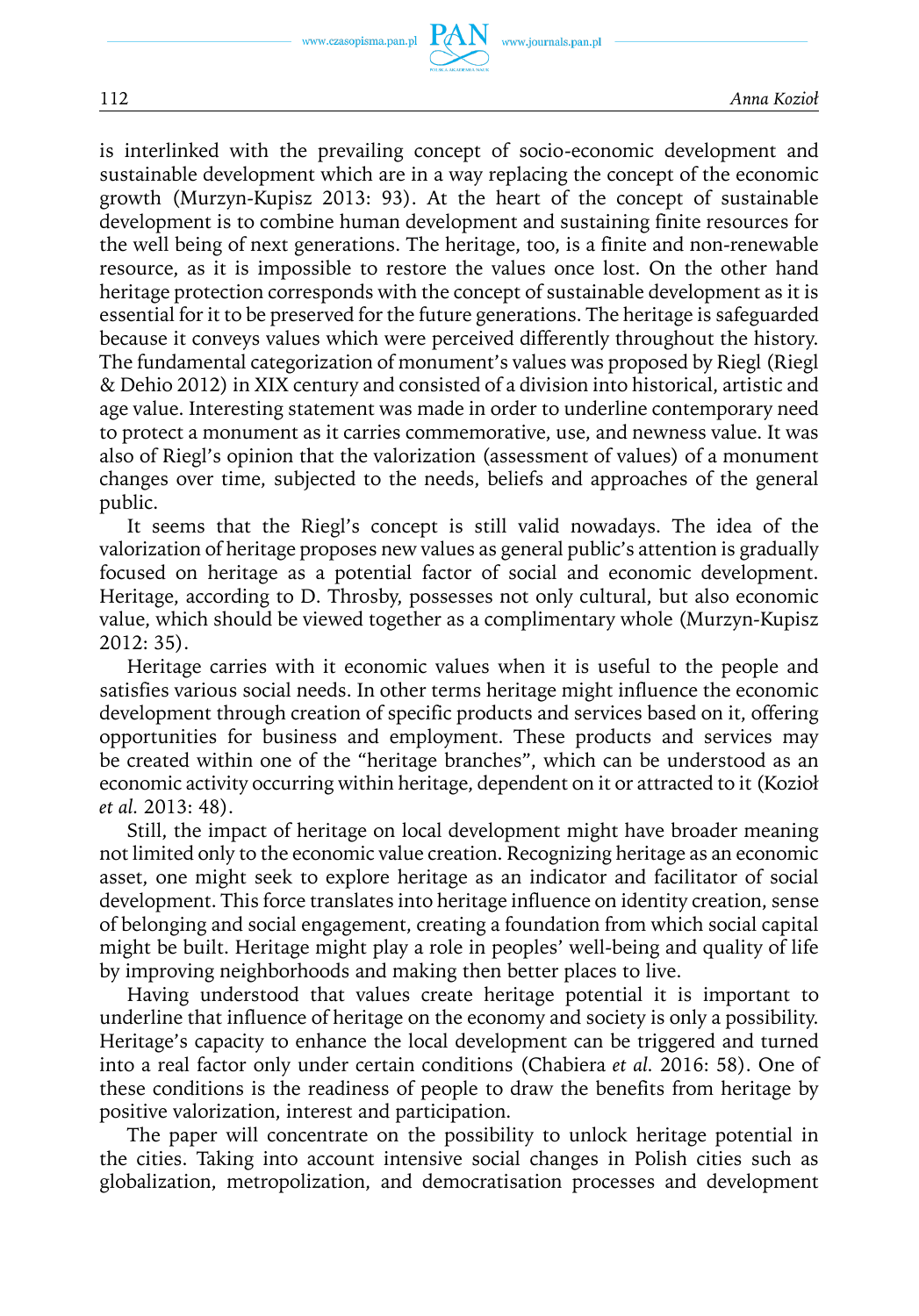is interlinked with the prevailing concept of socio-economic development and sustainable development which are in a way replacing the concept of the economic growth (Murzyn-Kupisz 2013: 93). At the heart of the concept of sustainable development is to combine human development and sustaining finite resources for the well being of next generations. The heritage, too, is a finite and non-renewable resource, as it is impossible to restore the values once lost. On the other hand heritage protection corresponds with the concept of sustainable development as it is essential for it to be preserved for the future generations. The heritage is safeguarded because it conveys values which were perceived differently throughout the history. The fundamental categorization of monument's values was proposed by Riegl (Riegl & Dehio 2012) in XIX century and consisted of a division into historical, artistic and age value. Interesting statement was made in order to underline contemporary need to protect a monument as it carries commemorative, use, and newness value. It was also of Riegl's opinion that the valorization (assessment of values) of a monument changes over time, subjected to the needs, beliefs and approaches of the general public.

It seems that the Riegl's concept is still valid nowadays. The idea of the valorization of heritage proposes new values as general public's attention is gradually focused on heritage as a potential factor of social and economic development. Heritage, according to D. Throsby, possesses not only cultural, but also economic value, which should be viewed together as a complimentary whole (Murzyn-Kupisz 2012: 35).

Heritage carries with it economic values when it is useful to the people and satisfies various social needs. In other terms heritage might influence the economic development through creation of specific products and services based on it, offering opportunities for business and employment. These products and services may be created within one of the "heritage branches", which can be understood as an economic activity occurring within heritage, dependent on it or attracted to it (Kozioł *et al.* 2013: 48).

Still, the impact of heritage on local development might have broader meaning not limited only to the economic value creation. Recognizing heritage as an economic asset, one might seek to explore heritage as an indicator and facilitator of social development. This force translates into heritage influence on identity creation, sense of belonging and social engagement, creating a foundation from which social capital might be built. Heritage might play a role in peoples' well-being and quality of life by improving neighborhoods and making then better places to live.

Having understood that values create heritage potential it is important to underline that influence of heritage on the economy and society is only a possibility. Heritage's capacity to enhance the local development can be triggered and turned into a real factor only under certain conditions (Chabiera *et al.* 2016: 58). One of these conditions is the readiness of people to draw the benefits from heritage by positive valorization, interest and participation.

The paper will concentrate on the possibility to unlock heritage potential in the cities. Taking into account intensive social changes in Polish cities such as globalization, metropolization, and democratisation processes and development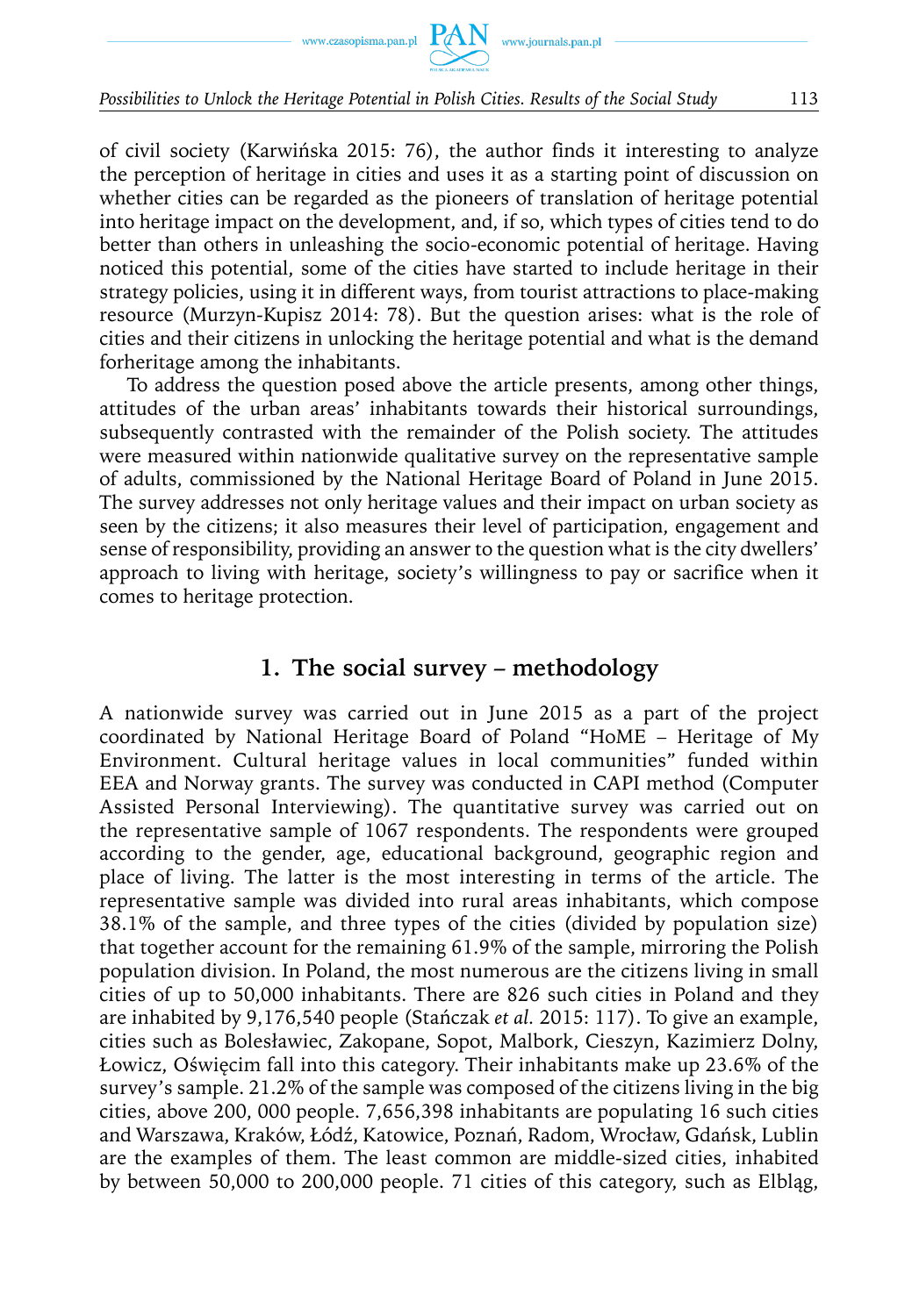of civil society (Karwińska 2015: 76), the author finds it interesting to analyze the perception of heritage in cities and uses it as a starting point of discussion on whether cities can be regarded as the pioneers of translation of heritage potential into heritage impact on the development, and, if so, which types of cities tend to do better than others in unleashing the socio-economic potential of heritage. Having noticed this potential, some of the cities have started to include heritage in their strategy policies, using it in different ways, from tourist attractions to place-making resource (Murzyn-Kupisz 2014: 78). But the question arises: what is the role of cities and their citizens in unlocking the heritage potential and what is the demand forheritage among the inhabitants.

To address the question posed above the article presents, among other things, attitudes of the urban areas' inhabitants towards their historical surroundings, subsequently contrasted with the remainder of the Polish society. The attitudes were measured within nationwide qualitative survey on the representative sample of adults, commissioned by the National Heritage Board of Poland in June 2015. The survey addresses not only heritage values and their impact on urban society as seen by the citizens; it also measures their level of participation, engagement and sense of responsibility, providing an answer to the question what is the city dwellers' approach to living with heritage, society's willingness to pay or sacrifice when it comes to heritage protection.

## 1. The social survey – methodology

A nationwide survey was carried out in June 2015 as a part of the project coordinated by National Heritage Board of Poland "HoME – Heritage of My Environment. Cultural heritage values in local communities" funded within EEA and Norway grants. The survey was conducted in CAPI method (Computer Assisted Personal Interviewing). The quantitative survey was carried out on the representative sample of 1067 respondents. The respondents were grouped according to the gender, age, educational background, geographic region and place of living. The latter is the most interesting in terms of the article. The representative sample was divided into rural areas inhabitants, which compose 38.1% of the sample, and three types of the cities (divided by population size) that together account for the remaining 61.9% of the sample, mirroring the Polish population division. In Poland, the most numerous are the citizens living in small cities of up to 50,000 inhabitants. There are 826 such cities in Poland and they are inhabited by 9,176,540 people (Stańczak *et al.* 2015: 117). To give an example, cities such as Bolesławiec, Zakopane, Sopot, Malbork, Cieszyn, Kazimierz Dolny, Łowicz, Oświęcim fall into this category. Their inhabitants make up 23.6% of the survey's sample. 21.2% of the sample was composed of the citizens living in the big cities, above 200, 000 people. 7,656,398 inhabitants are populating 16 such cities and Warszawa, Kraków, Łódź, Katowice, Poznań, Radom, Wrocław, Gdańsk, Lublin are the examples of them. The least common are middle-sized cities, inhabited by between 50,000 to 200,000 people. 71 cities of this category, such as Elbląg,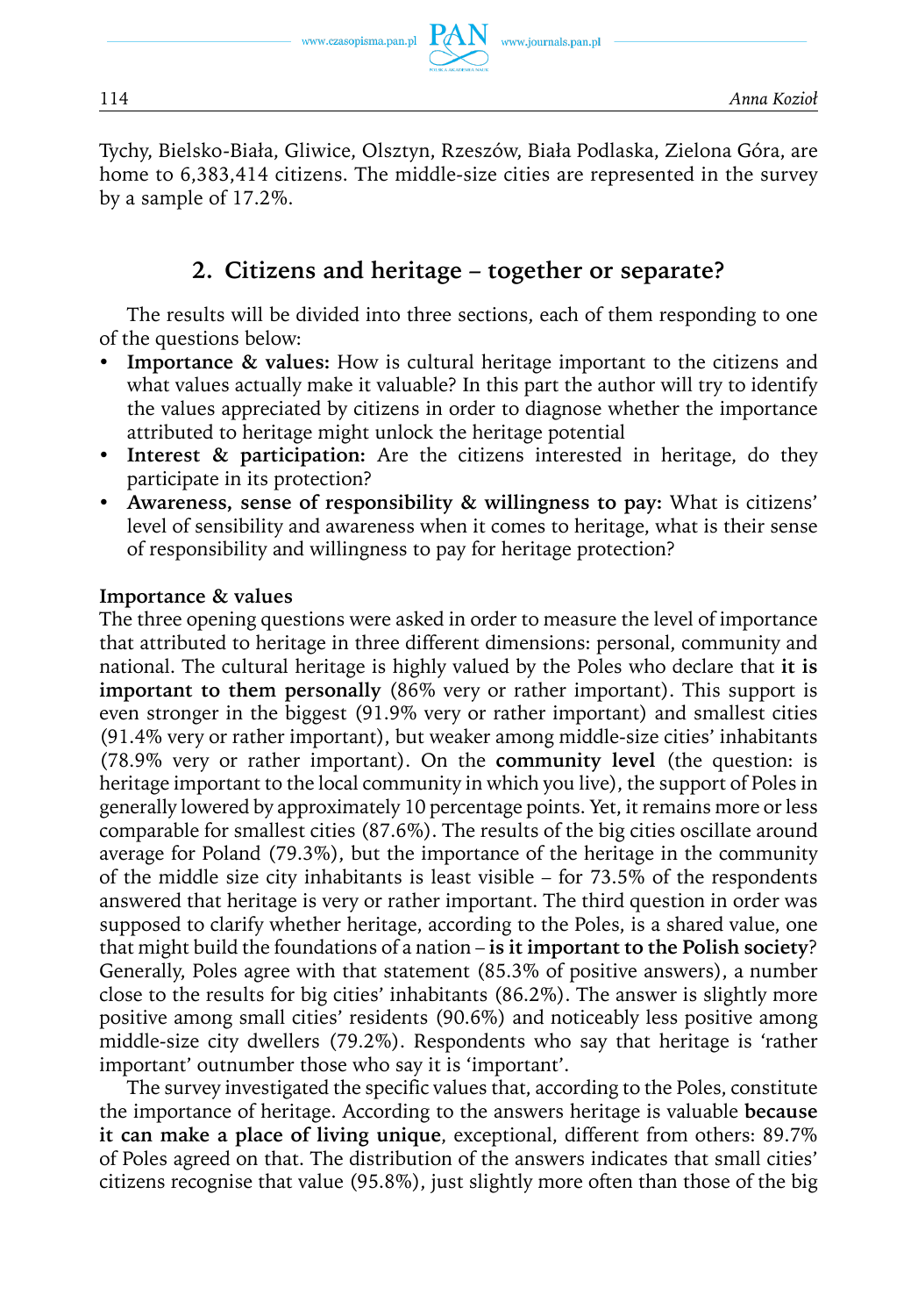Tychy, Bielsko-Biała, Gliwice, Olsztyn, Rzeszów, Biała Podlaska, Zielona Góra, are home to 6,383,414 citizens. The middle-size cities are represented in the survey by a sample of 17.2%.

## 2. Citizens and heritage – together or separate?

The results will be divided into three sections, each of them responding to one of the questions below:

- **Importance & values:** How is cultural heritage important to the citizens and what values actually make it valuable? In this part the author will try to identify the values appreciated by citizens in order to diagnose whether the importance attributed to heritage might unlock the heritage potential
- **Interest & participation:** Are the citizens interested in heritage, do they participate in its protection?
- **Awareness, sense of responsibility & willingness to pay:** What is citizens' level of sensibility and awareness when it comes to heritage, what is their sense of responsibility and willingness to pay for heritage protection?

**Importance & values**

The three opening questions were asked in order to measure the level of importance that attributed to heritage in three different dimensions: personal, community and national. The cultural heritage is highly valued by the Poles who declare that **it is important to them personally** (86% very or rather important). This support is even stronger in the biggest (91.9% very or rather important) and smallest cities (91.4% very or rather important), but weaker among middle-size cities' inhabitants (78.9% very or rather important). On the **community level** (the question: is heritage important to the local community in which you live), the support of Poles in generally lowered by approximately 10 percentage points. Yet, it remains more or less comparable for smallest cities (87.6%). The results of the big cities oscillate around average for Poland (79.3%), but the importance of the heritage in the community of the middle size city inhabitants is least visible – for 73.5% of the respondents answered that heritage is very or rather important. The third question in order was supposed to clarify whether heritage, according to the Poles, is a shared value, one that might build the foundations of a nation – **is it important to the Polish society**? Generally, Poles agree with that statement (85.3% of positive answers), a number close to the results for big cities' inhabitants (86.2%). The answer is slightly more positive among small cities' residents (90.6%) and noticeably less positive among middle-size city dwellers (79.2%). Respondents who say that heritage is 'rather important' outnumber those who say it is 'important'.

The survey investigated the specific values that, according to the Poles, constitute the importance of heritage. According to the answers heritage is valuable **because it can make a place of living unique**, exceptional, different from others: 89.7% of Poles agreed on that. The distribution of the answers indicates that small cities' citizens recognise that value (95.8%), just slightly more often than those of the big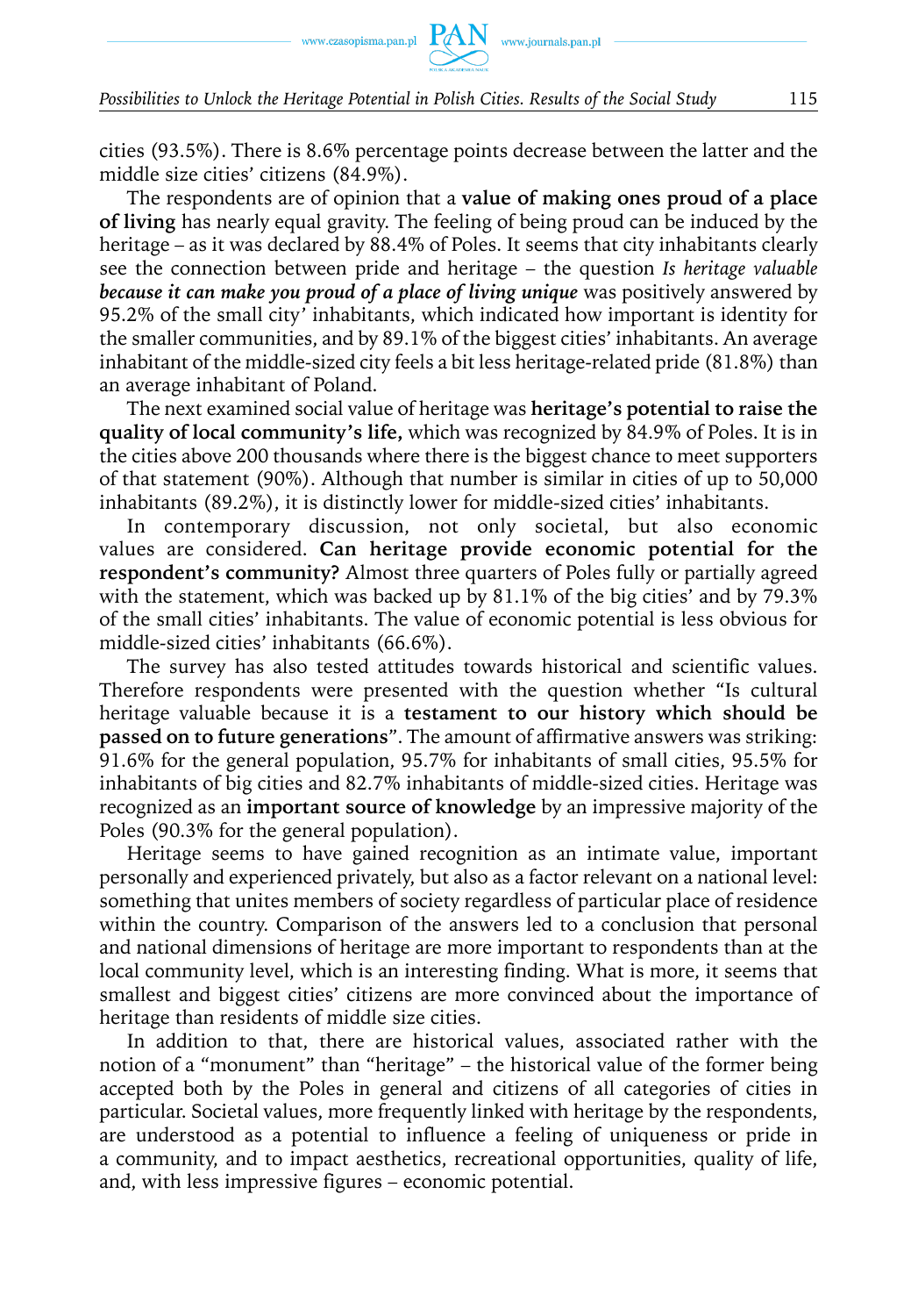cities (93.5%). There is 8.6% percentage points decrease between the latter and the middle size cities' citizens (84.9%).

The respondents are of opinion that a **value of making ones proud of a place of living** has nearly equal gravity. The feeling of being proud can be induced by the heritage – as it was declared by 88.4% of Poles. It seems that city inhabitants clearly see the connection between pride and heritage – the question *Is heritage valuable* ***because it can make you proud of a place of living unique*** was positively answered by 95.2% of the small city' inhabitants, which indicated how important is identity for the smaller communities, and by 89.1% of the biggest cities' inhabitants. An average inhabitant of the middle-sized city feels a bit less heritage-related pride (81.8%) than an average inhabitant of Poland.

The next examined social value of heritage was **heritage's potential to raise the quality of local community's life,** which was recognized by 84.9% of Poles. It is in the cities above 200 thousands where there is the biggest chance to meet supporters of that statement (90%). Although that number is similar in cities of up to 50,000 inhabitants (89.2%), it is distinctly lower for middle-sized cities' inhabitants.

In contemporary discussion, not only societal, but also economic values are considered. **Can heritage provide economic potential for the respondent's community?** Almost three quarters of Poles fully or partially agreed with the statement, which was backed up by 81.1% of the big cities' and by 79.3% of the small cities' inhabitants. The value of economic potential is less obvious for middle-sized cities' inhabitants (66.6%).

The survey has also tested attitudes towards historical and scientific values. Therefore respondents were presented with the question whether "Is cultural heritage valuable because it is a **testament to our history which should be passed on to future generations**". The amount of affirmative answers was striking: 91.6% for the general population, 95.7% for inhabitants of small cities, 95.5% for inhabitants of big cities and 82.7% inhabitants of middle-sized cities. Heritage was recognized as an **important source of knowledge** by an impressive majority of the Poles (90.3% for the general population).

Heritage seems to have gained recognition as an intimate value, important personally and experienced privately, but also as a factor relevant on a national level: something that unites members of society regardless of particular place of residence within the country. Comparison of the answers led to a conclusion that personal and national dimensions of heritage are more important to respondents than at the local community level, which is an interesting finding. What is more, it seems that smallest and biggest cities' citizens are more convinced about the importance of heritage than residents of middle size cities.

In addition to that, there are historical values, associated rather with the notion of a "monument" than "heritage" – the historical value of the former being accepted both by the Poles in general and citizens of all categories of cities in particular. Societal values, more frequently linked with heritage by the respondents, are understood as a potential to influence a feeling of uniqueness or pride in a community, and to impact aesthetics, recreational opportunities, quality of life, and, with less impressive figures – economic potential.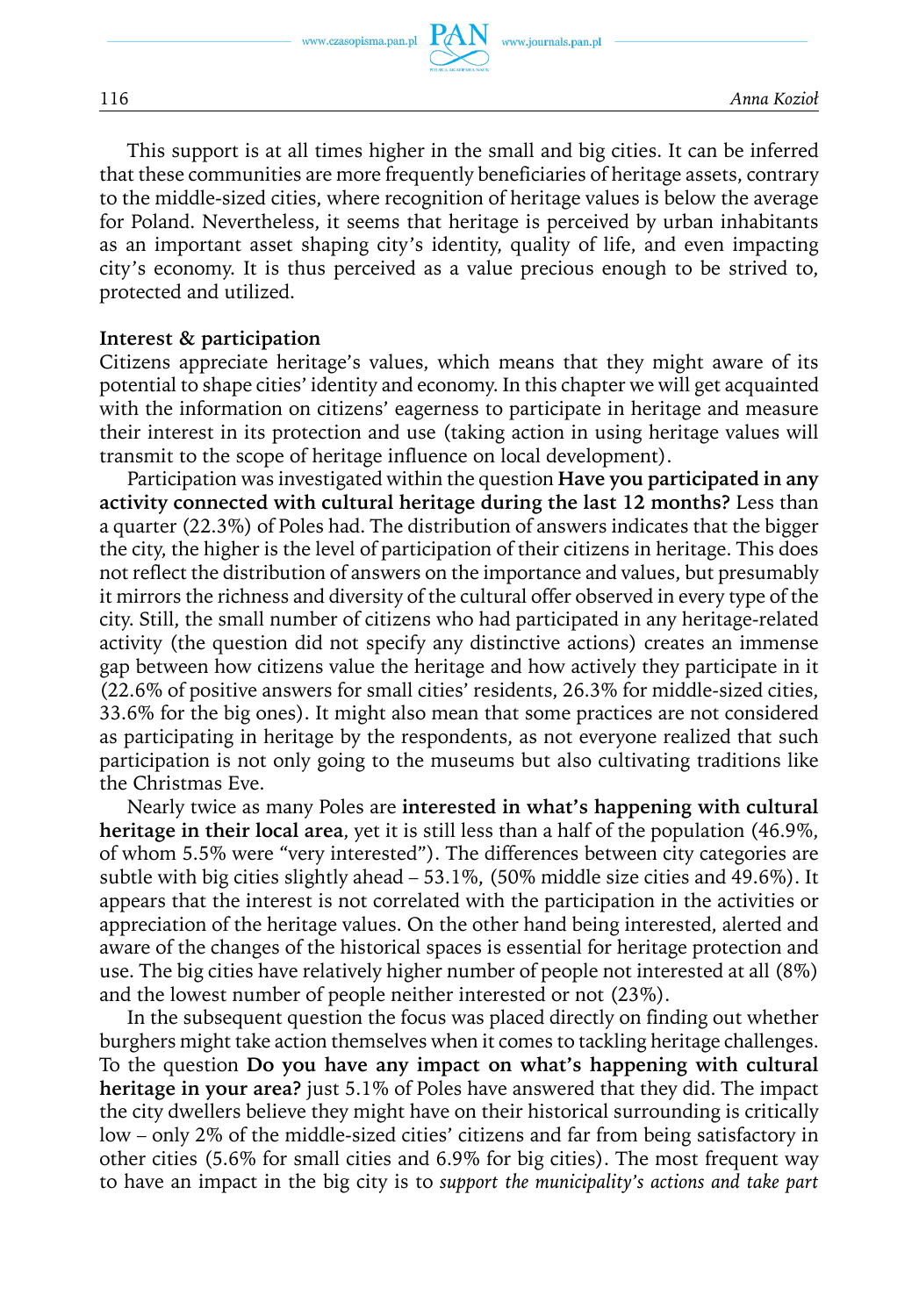This support is at all times higher in the small and big cities. It can be inferred that these communities are more frequently beneficiaries of heritage assets, contrary to the middle-sized cities, where recognition of heritage values is below the average for Poland. Nevertheless, it seems that heritage is perceived by urban inhabitants as an important asset shaping city's identity, quality of life, and even impacting city's economy. It is thus perceived as a value precious enough to be strived to, protected and utilized.

**Interest & participation**

Citizens appreciate heritage's values, which means that they might aware of its potential to shape cities' identity and economy. In this chapter we will get acquainted with the information on citizens' eagerness to participate in heritage and measure their interest in its protection and use (taking action in using heritage values will transmit to the scope of heritage influence on local development).

Participation was investigated within the question **Have you participated in any activity connected with cultural heritage during the last 12 months?** Less than a quarter (22.3%) of Poles had. The distribution of answers indicates that the bigger the city, the higher is the level of participation of their citizens in heritage. This does not reflect the distribution of answers on the importance and values, but presumably it mirrors the richness and diversity of the cultural offer observed in every type of the city. Still, the small number of citizens who had participated in any heritage-related activity (the question did not specify any distinctive actions) creates an immense gap between how citizens value the heritage and how actively they participate in it (22.6% of positive answers for small cities' residents, 26.3% for middle-sized cities, 33.6% for the big ones). It might also mean that some practices are not considered as participating in heritage by the respondents, as not everyone realized that such participation is not only going to the museums but also cultivating traditions like the Christmas Eve.

Nearly twice as many Poles are **interested in what's happening with cultural heritage in their local area**, yet it is still less than a half of the population (46.9%, of whom 5.5% were "very interested"). The differences between city categories are subtle with big cities slightly ahead – 53.1%, (50% middle size cities and 49.6%). It appears that the interest is not correlated with the participation in the activities or appreciation of the heritage values. On the other hand being interested, alerted and aware of the changes of the historical spaces is essential for heritage protection and use. The big cities have relatively higher number of people not interested at all (8%) and the lowest number of people neither interested or not (23%).

In the subsequent question the focus was placed directly on finding out whether burghers might take action themselves when it comes to tackling heritage challenges. To the question **Do you have any impact on what's happening with cultural heritage in your area?** just 5.1% of Poles have answered that they did. The impact the city dwellers believe they might have on their historical surrounding is critically low – only 2% of the middle-sized cities' citizens and far from being satisfactory in other cities (5.6% for small cities and 6.9% for big cities). The most frequent way to have an impact in the big city is to *support the municipality's actions and take part*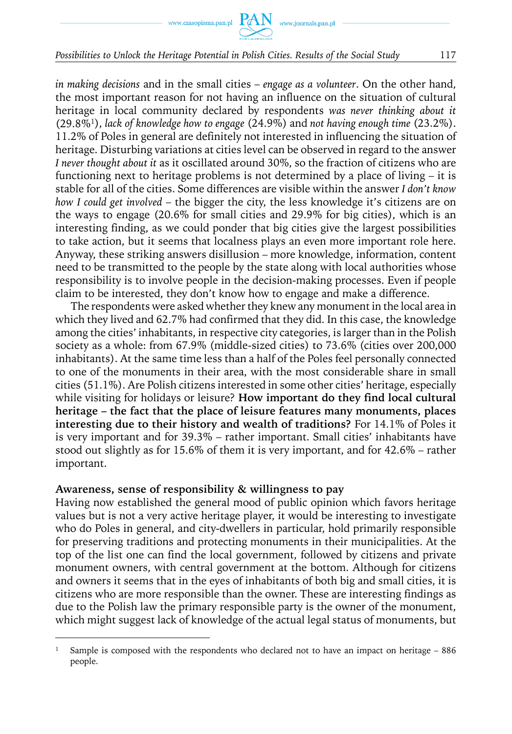*in making decisions* and in the small cities – *engage as a volunteer*. On the other hand, the most important reason for not having an influence on the situation of cultural heritage in local community declared by respondents *was never thinking about it* (29.8%[1]), *lack of knowledge how to engage* (24.9%) and *not having enough time* (23.2%). 11.2% of Poles in general are definitely not interested in influencing the situation of heritage. Disturbing variations at cities level can be observed in regard to the answer *I never thought about it* as it oscillated around 30%, so the fraction of citizens who are functioning next to heritage problems is not determined by a place of living – it is stable for all of the cities. Some differences are visible within the answer *I don't know how I could get involved* – the bigger the city, the less knowledge it's citizens are on the ways to engage (20.6% for small cities and 29.9% for big cities), which is an interesting finding, as we could ponder that big cities give the largest possibilities to take action, but it seems that localness plays an even more important role here. Anyway, these striking answers disillusion – more knowledge, information, content need to be transmitted to the people by the state along with local authorities whose responsibility is to involve people in the decision-making processes. Even if people claim to be interested, they don't know how to engage and make a difference.

The respondents were asked whether they knew any monument in the local area in which they lived and 62.7% had confirmed that they did. In this case, the knowledge among the cities' inhabitants, in respective city categories, is larger than in the Polish society as a whole: from 67.9% (middle-sized cities) to 73.6% (cities over 200,000 inhabitants). At the same time less than a half of the Poles feel personally connected to one of the monuments in their area, with the most considerable share in small cities (51.1%). Are Polish citizens interested in some other cities' heritage, especially while visiting for holidays or leisure? **How important do they find local cultural heritage – the fact that the place of leisure features many monuments, places interesting due to their history and wealth of traditions?** For 14.1% of Poles it is very important and for 39.3% – rather important. Small cities' inhabitants have stood out slightly as for 15.6% of them it is very important, and for 42.6% – rather important.

**Awareness, sense of responsibility & willingness to pay**

Having now established the general mood of public opinion which favors heritage values but is not a very active heritage player, it would be interesting to investigate who do Poles in general, and city-dwellers in particular, hold primarily responsible for preserving traditions and protecting monuments in their municipalities. At the top of the list one can find the local government, followed by citizens and private monument owners, with central government at the bottom. Although for citizens and owners it seems that in the eyes of inhabitants of both big and small cities, it is citizens who are more responsible than the owner. These are interesting findings as due to the Polish law the primary responsible party is the owner of the monument, which might suggest lack of knowledge of the actual legal status of monuments, but

[1] Sample is composed with the respondents who declared not to have an impact on heritage – 886 people.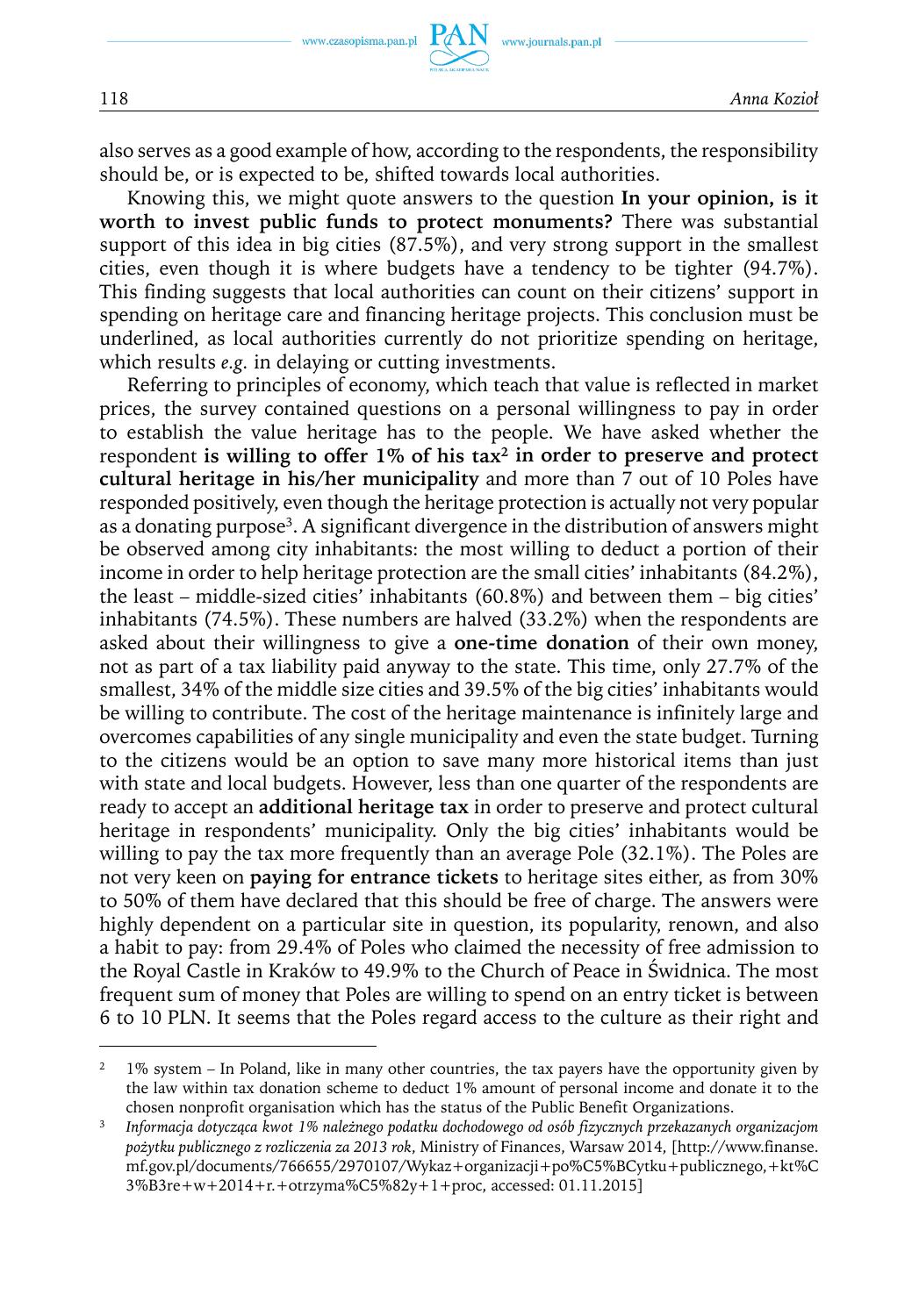also serves as a good example of how, according to the respondents, the responsibility should be, or is expected to be, shifted towards local authorities.

Knowing this, we might quote answers to the question **In your opinion, is it worth to invest public funds to protect monuments?** There was substantial support of this idea in big cities (87.5%), and very strong support in the smallest cities, even though it is where budgets have a tendency to be tighter (94.7%). This finding suggests that local authorities can count on their citizens' support in spending on heritage care and financing heritage projects. This conclusion must be underlined, as local authorities currently do not prioritize spending on heritage, which results *e.g.* in delaying or cutting investments.

Referring to principles of economy, which teach that value is reflected in market prices, the survey contained questions on a personal willingness to pay in order to establish the value heritage has to the people. We have asked whether the respondent **is willing to offer 1% of his tax**[2] **in order to preserve and protect cultural heritage in his/her municipality** and more than 7 out of 10 Poles have responded positively, even though the heritage protection is actually not very popular as a donating purpose[3]. A significant divergence in the distribution of answers might be observed among city inhabitants: the most willing to deduct a portion of their income in order to help heritage protection are the small cities' inhabitants (84.2%), the least – middle-sized cities' inhabitants (60.8%) and between them – big cities' inhabitants (74.5%). These numbers are halved (33.2%) when the respondents are asked about their willingness to give a **one-time donation** of their own money, not as part of a tax liability paid anyway to the state. This time, only 27.7% of the smallest, 34% of the middle size cities and 39.5% of the big cities' inhabitants would be willing to contribute. The cost of the heritage maintenance is infinitely large and overcomes capabilities of any single municipality and even the state budget. Turning to the citizens would be an option to save many more historical items than just with state and local budgets. However, less than one quarter of the respondents are ready to accept an **additional heritage tax** in order to preserve and protect cultural heritage in respondents' municipality. Only the big cities' inhabitants would be willing to pay the tax more frequently than an average Pole (32.1%). The Poles are not very keen on **paying for entrance tickets** to heritage sites either, as from 30% to 50% of them have declared that this should be free of charge. The answers were highly dependent on a particular site in question, its popularity, renown, and also a habit to pay: from 29.4% of Poles who claimed the necessity of free admission to the Royal Castle in Kraków to 49.9% to the Church of Peace in Świdnica. The most frequent sum of money that Poles are willing to spend on an entry ticket is between 6 to 10 PLN. It seems that the Poles regard access to the culture as their right and

---

[2] 1% system – In Poland, like in many other countries, the tax payers have the opportunity given by the law within tax donation scheme to deduct 1% amount of personal income and donate it to the chosen nonprofit organisation which has the status of the Public Benefit Organizations.

[3] *Informacja dotycząca kwot 1% należnego podatku dochodowego od osób fizycznych przekazanych organizacjom pożytku publicznego z rozliczenia za 2013 rok*, Ministry of Finances, Warsaw 2014, [http://www.finanse.mf.gov.pl/documents/766655/2970107/Wykaz+organizacji+po%C5%BCytku+publicznego,+kt%C3%B3re+w+2014+r.+otrzyma%C5%82y+1+proc, accessed: 01.11.2015]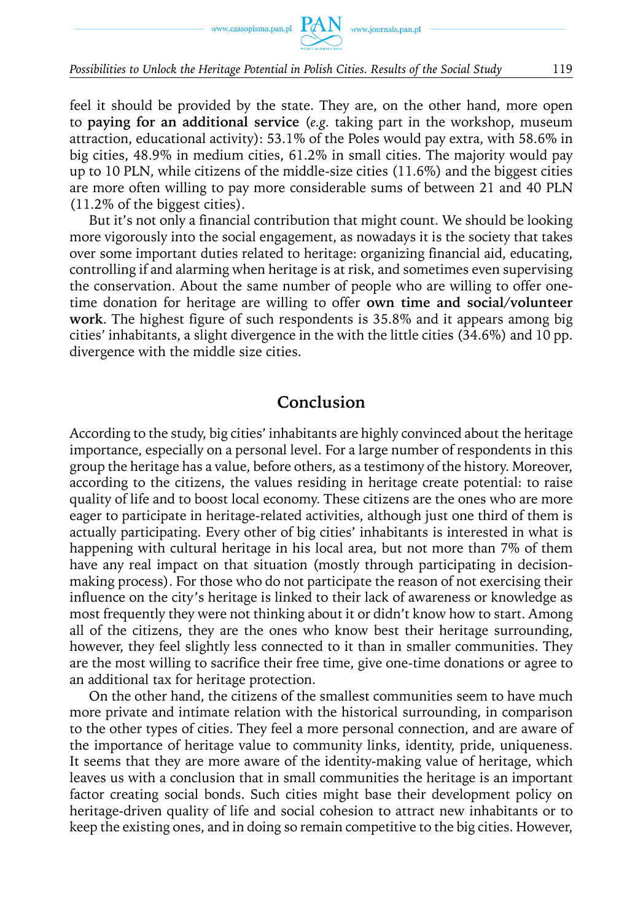feel it should be provided by the state. They are, on the other hand, more open to **paying for an additional service** (*e.g.* taking part in the workshop, museum attraction, educational activity): 53.1% of the Poles would pay extra, with 58.6% in big cities, 48.9% in medium cities, 61.2% in small cities. The majority would pay up to 10 PLN, while citizens of the middle-size cities (11.6%) and the biggest cities are more often willing to pay more considerable sums of between 21 and 40 PLN (11.2% of the biggest cities).

But it's not only a financial contribution that might count. We should be looking more vigorously into the social engagement, as nowadays it is the society that takes over some important duties related to heritage: organizing financial aid, educating, controlling if and alarming when heritage is at risk, and sometimes even supervising the conservation. About the same number of people who are willing to offer one-time donation for heritage are willing to offer **own time and social/volunteer work**. The highest figure of such respondents is 35.8% and it appears among big cities' inhabitants, a slight divergence in the with the little cities (34.6%) and 10 pp. divergence with the middle size cities.

## Conclusion

According to the study, big cities' inhabitants are highly convinced about the heritage importance, especially on a personal level. For a large number of respondents in this group the heritage has a value, before others, as a testimony of the history. Moreover, according to the citizens, the values residing in heritage create potential: to raise quality of life and to boost local economy. These citizens are the ones who are more eager to participate in heritage-related activities, although just one third of them is actually participating. Every other of big cities' inhabitants is interested in what is happening with cultural heritage in his local area, but not more than 7% of them have any real impact on that situation (mostly through participating in decision-making process). For those who do not participate the reason of not exercising their influence on the city's heritage is linked to their lack of awareness or knowledge as most frequently they were not thinking about it or didn't know how to start. Among all of the citizens, they are the ones who know best their heritage surrounding, however, they feel slightly less connected to it than in smaller communities. They are the most willing to sacrifice their free time, give one-time donations or agree to an additional tax for heritage protection.

On the other hand, the citizens of the smallest communities seem to have much more private and intimate relation with the historical surrounding, in comparison to the other types of cities. They feel a more personal connection, and are aware of the importance of heritage value to community links, identity, pride, uniqueness. It seems that they are more aware of the identity-making value of heritage, which leaves us with a conclusion that in small communities the heritage is an important factor creating social bonds. Such cities might base their development policy on heritage-driven quality of life and social cohesion to attract new inhabitants or to keep the existing ones, and in doing so remain competitive to the big cities. However,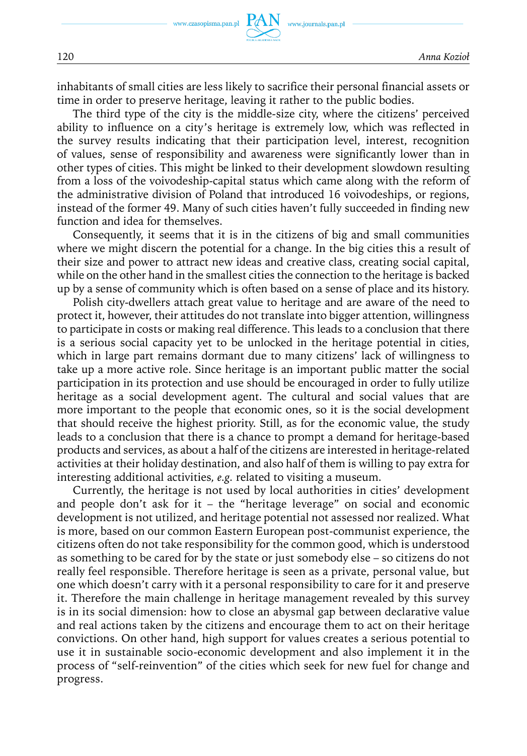inhabitants of small cities are less likely to sacrifice their personal financial assets or time in order to preserve heritage, leaving it rather to the public bodies.

The third type of the city is the middle-size city, where the citizens' perceived ability to influence on a city's heritage is extremely low, which was reflected in the survey results indicating that their participation level, interest, recognition of values, sense of responsibility and awareness were significantly lower than in other types of cities. This might be linked to their development slowdown resulting from a loss of the voivodeship-capital status which came along with the reform of the administrative division of Poland that introduced 16 voivodeships, or regions, instead of the former 49. Many of such cities haven't fully succeeded in finding new function and idea for themselves.

Consequently, it seems that it is in the citizens of big and small communities where we might discern the potential for a change. In the big cities this a result of their size and power to attract new ideas and creative class, creating social capital, while on the other hand in the smallest cities the connection to the heritage is backed up by a sense of community which is often based on a sense of place and its history.

Polish city-dwellers attach great value to heritage and are aware of the need to protect it, however, their attitudes do not translate into bigger attention, willingness to participate in costs or making real difference. This leads to a conclusion that there is a serious social capacity yet to be unlocked in the heritage potential in cities, which in large part remains dormant due to many citizens' lack of willingness to take up a more active role. Since heritage is an important public matter the social participation in its protection and use should be encouraged in order to fully utilize heritage as a social development agent. The cultural and social values that are more important to the people that economic ones, so it is the social development that should receive the highest priority. Still, as for the economic value, the study leads to a conclusion that there is a chance to prompt a demand for heritage-based products and services, as about a half of the citizens are interested in heritage-related activities at their holiday destination, and also half of them is willing to pay extra for interesting additional activities, *e.g.* related to visiting a museum.

Currently, the heritage is not used by local authorities in cities' development and people don't ask for it – the "heritage leverage" on social and economic development is not utilized, and heritage potential not assessed nor realized. What is more, based on our common Eastern European post-communist experience, the citizens often do not take responsibility for the common good, which is understood as something to be cared for by the state or just somebody else – so citizens do not really feel responsible. Therefore heritage is seen as a private, personal value, but one which doesn't carry with it a personal responsibility to care for it and preserve it. Therefore the main challenge in heritage management revealed by this survey is in its social dimension: how to close an abysmal gap between declarative value and real actions taken by the citizens and encourage them to act on their heritage convictions. On other hand, high support for values creates a serious potential to use it in sustainable socio-economic development and also implement it in the process of "self-reinvention" of the cities which seek for new fuel for change and progress.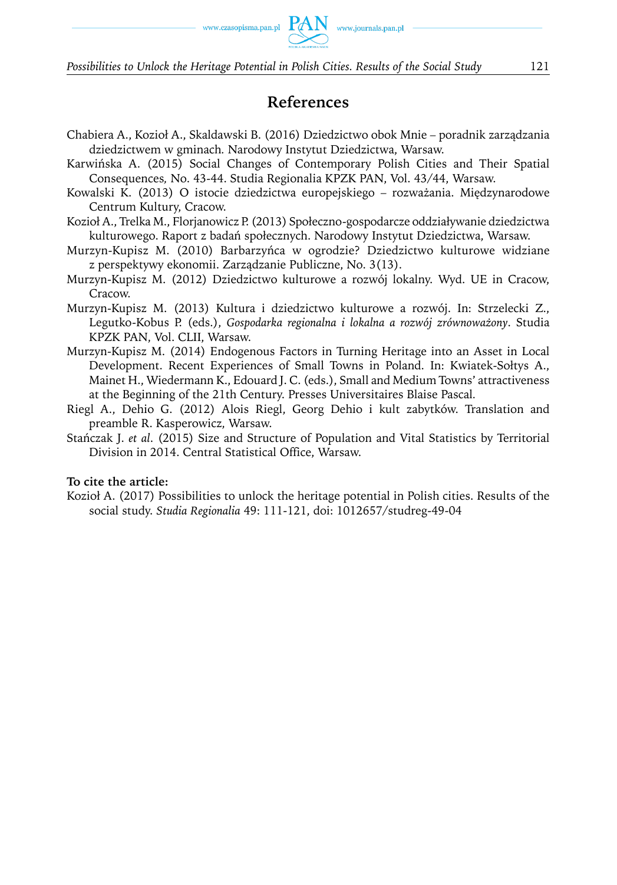## References

Chabiera A., Kozioł A., Skaldawski B. (2016) Dziedzictwo obok Mnie – poradnik zarządzania dziedzictwem w gminach. Narodowy Instytut Dziedzictwa, Warsaw.

Karwińska A. (2015) Social Changes of Contemporary Polish Cities and Their Spatial Consequences, No. 43-44. Studia Regionalia KPZK PAN, Vol. 43/44, Warsaw.

Kowalski K. (2013) O istocie dziedzictwa europejskiego – rozważania. Międzynarodowe Centrum Kultury, Cracow.

Kozioł A., Trelka M., Florjanowicz P. (2013) Społeczno-gospodarcze oddziaływanie dziedzictwa kulturowego. Raport z badań społecznych. Narodowy Instytut Dziedzictwa, Warsaw.

Murzyn-Kupisz M. (2010) Barbarzyńca w ogrodzie? Dziedzictwo kulturowe widziane z perspektywy ekonomii. Zarządzanie Publiczne, No. 3(13).

Murzyn-Kupisz M. (2012) Dziedzictwo kulturowe a rozwój lokalny. Wyd. UE in Cracow, Cracow.

Murzyn-Kupisz M. (2013) Kultura i dziedzictwo kulturowe a rozwój. In: Strzelecki Z., Legutko-Kobus P. (eds.), *Gospodarka regionalna i lokalna a rozwój zrównoważony*. Studia KPZK PAN, Vol. CLII, Warsaw.

Murzyn-Kupisz M. (2014) Endogenous Factors in Turning Heritage into an Asset in Local Development. Recent Experiences of Small Towns in Poland. In: Kwiatek-Sołtys A., Mainet H., Wiedermann K., Edouard J. C. (eds.), Small and Medium Towns' attractiveness at the Beginning of the 21th Century. Presses Universitaires Blaise Pascal.

Riegl A., Dehio G. (2012) Alois Riegl, Georg Dehio i kult zabytków. Translation and preamble R. Kasperowicz, Warsaw.

Stańczak J. *et al*. (2015) Size and Structure of Population and Vital Statistics by Territorial Division in 2014. Central Statistical Office, Warsaw.

**To cite the article:**

Kozioł A. (2017) Possibilities to unlock the heritage potential in Polish cities. Results of the social study. *Studia Regionalia* 49: 111-121, doi: 1012657/studreg-49-04